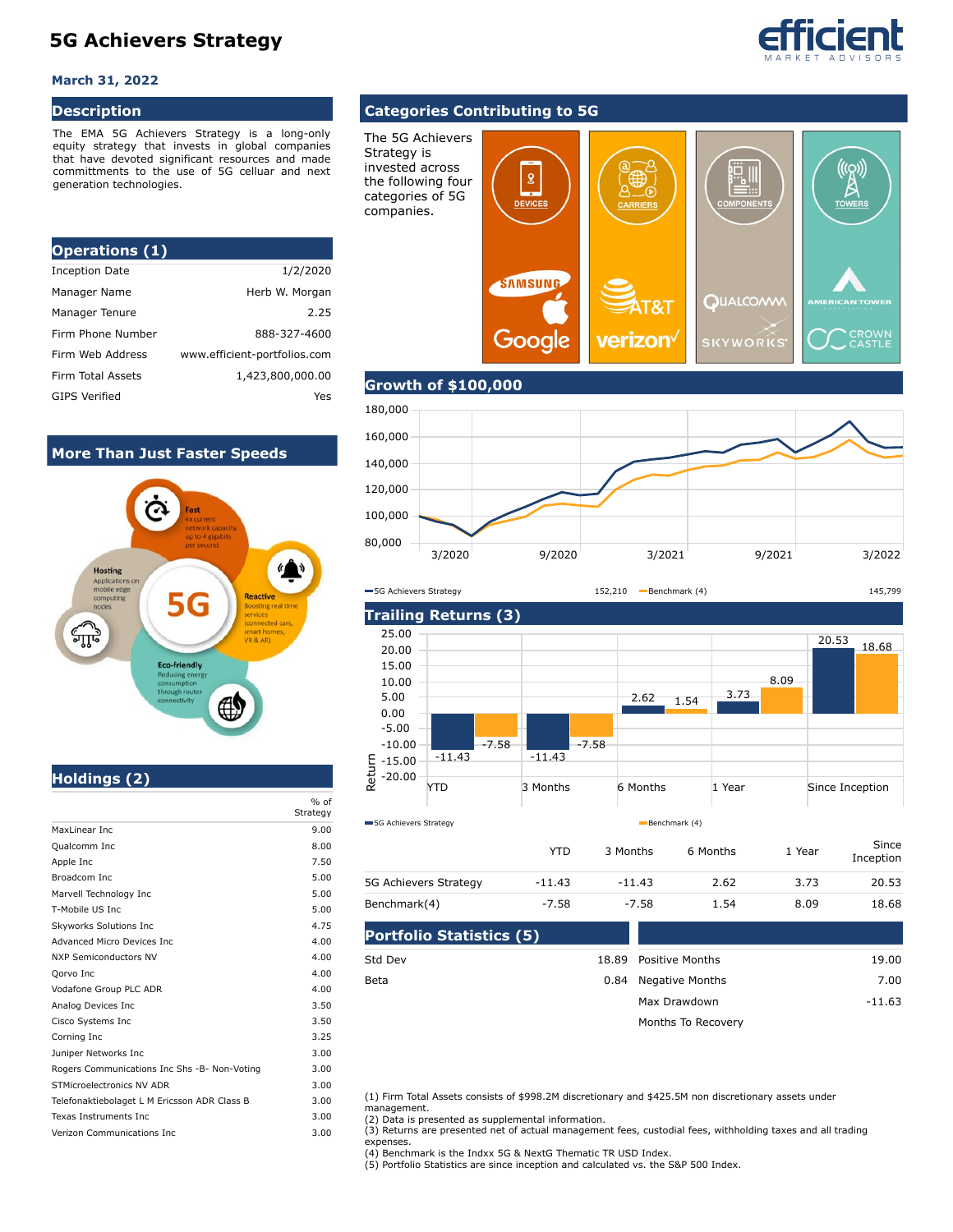# 5G Achievers Strategy

**March 31, 2022**

## Description

The EMA 5G Achievers Strategy is a long-only equity strategy that invests in global companies that have devoted significant resources and made committments to the use of 5G celluar and next generation technologies.

## Operations (1)

| | |
|---|---|
| Inception Date | 1/2/2020 |
| Manager Name | Herb W. Morgan |
| Manager Tenure | 2.25 |
| Firm Phone Number | 888-327-4600 |
| Firm Web Address | www.efficient-portfolios.com |
| Firm Total Assets | 1,423,800,000.00 |
| GIPS Verified | Yes |

## More Than Just Faster Speeds

- **Fast**: 4x current network capacity, up to 4 gigabits per second
- **Reactive**: Boosting real time services (connected cars, smart homes, VR & AR)
- **Eco-friendly**: Reducing energy consumption through router connectivity
- **Hosting**: Applications on mobile edge computing nodes

## Holdings (2)

| | % of Strategy |
|---|---|
| MaxLinear Inc | 9.00 |
| Qualcomm Inc | 8.00 |
| Apple Inc | 7.50 |
| Broadcom Inc | 5.00 |
| Marvell Technology Inc | 5.00 |
| T-Mobile US Inc | 5.00 |
| Skyworks Solutions Inc | 4.75 |
| Advanced Micro Devices Inc | 4.00 |
| NXP Semiconductors NV | 4.00 |
| Qorvo Inc | 4.00 |
| Vodafone Group PLC ADR | 4.00 |
| Analog Devices Inc | 3.50 |
| Cisco Systems Inc | 3.50 |
| Corning Inc | 3.25 |
| Juniper Networks Inc | 3.00 |
| Rogers Communications Inc Shs -B- Non-Voting | 3.00 |
| STMicroelectronics NV ADR | 3.00 |
| Telefonaktiebolaget L M Ericsson ADR Class B | 3.00 |
| Texas Instruments Inc | 3.00 |
| Verizon Communications Inc | 3.00 |

## Categories Contributing to 5G

The 5G Achievers Strategy is invested across the following four categories of 5G companies.

- **Devices**: Samsung, Apple, Google
- **Carriers**: AT&T, Verizon
- **Components**: Qualcomm, Skyworks
- **Towers**: American Tower, Crown Castle

## Growth of $100,000

| | |
|---|---|
| 5G Achievers Strategy | 152,210 |
| Benchmark (4) | 145,799 |

## Trailing Returns (3)

| | YTD | 3 Months | 6 Months | 1 Year | Since Inception |
|---|---|---|---|---|---|
| 5G Achievers Strategy | -11.43 | -11.43 | 2.62 | 3.73 | 20.53 |
| Benchmark(4) | -7.58 | -7.58 | 1.54 | 8.09 | 18.68 |

## Portfolio Statistics (5)

| | | | |
|---|---|---|---|
| Std Dev | 18.89 | Positive Months | 19.00 |
| Beta | 0.84 | Negative Months | 7.00 |
| | | Max Drawdown | -11.63 |
| | | Months To Recovery | |

(1) Firm Total Assets consists of $998.2M discretionary and $425.5M non discretionary assets under management.
(2) Data is presented as supplemental information.
(3) Returns are presented net of actual management fees, custodial fees, withholding taxes and all trading expenses.
(4) Benchmark is the Indxx 5G & NextG Thematic TR USD Index.
(5) Portfolio Statistics are since inception and calculated vs. the S&P 500 Index.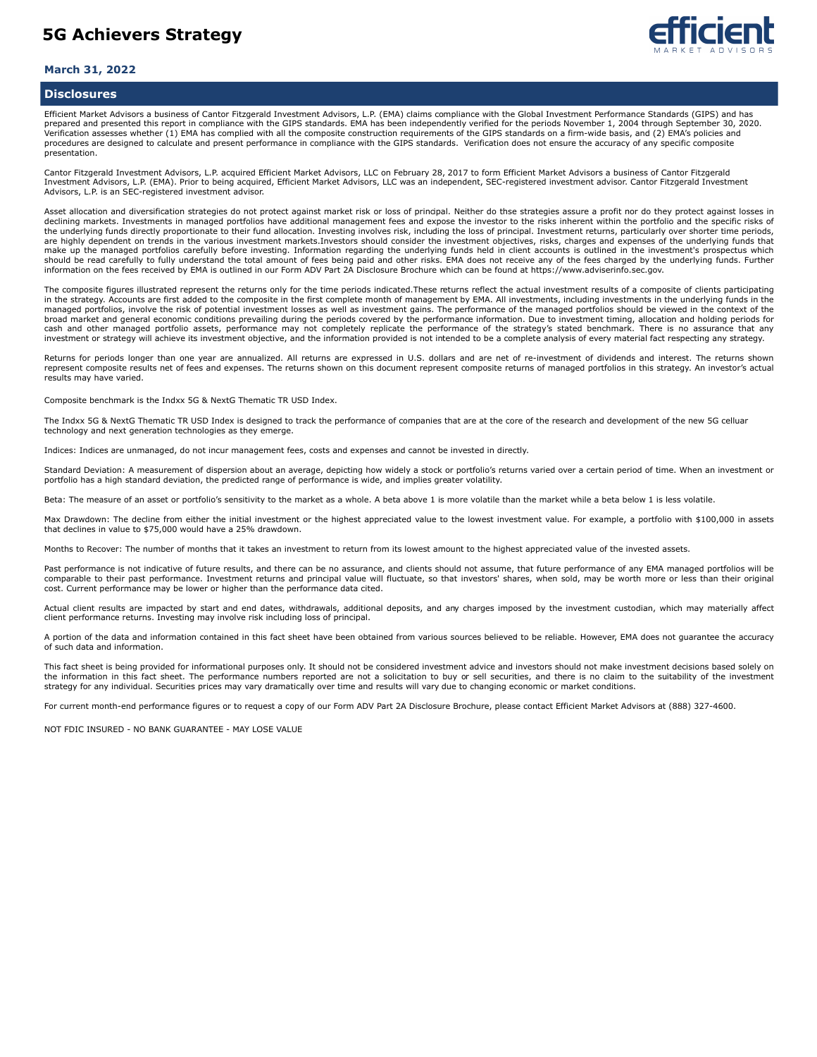# 5G Achievers Strategy

**March 31, 2022**

## Disclosures

Efficient Market Advisors a business of Cantor Fitzgerald Investment Advisors, L.P. (EMA) claims compliance with the Global Investment Performance Standards (GIPS) and has prepared and presented this report in compliance with the GIPS standards. EMA has been independently verified for the periods November 1, 2004 through September 30, 2020. Verification assesses whether (1) EMA has complied with all the composite construction requirements of the GIPS standards on a firm-wide basis, and (2) EMA's policies and procedures are designed to calculate and present performance in compliance with the GIPS standards. Verification does not ensure the accuracy of any specific composite presentation.

Cantor Fitzgerald Investment Advisors, L.P. acquired Efficient Market Advisors, LLC on February 28, 2017 to form Efficient Market Advisors a business of Cantor Fitzgerald Investment Advisors, L.P. (EMA). Prior to being acquired, Efficient Market Advisors, LLC was an independent, SEC-registered investment advisor. Cantor Fitzgerald Investment Advisors, L.P. is an SEC-registered investment advisor.

Asset allocation and diversification strategies do not protect against market risk or loss of principal. Neither do thse strategies assure a profit nor do they protect against losses in declining markets. Investments in managed portfolios have additional management fees and expose the investor to the risks inherent within the portfolio and the specific risks of the underlying funds directly proportionate to their fund allocation. Investing involves risk, including the loss of principal. Investment returns, particularly over shorter time periods, are highly dependent on trends in the various investment markets.Investors should consider the investment objectives, risks, charges and expenses of the underlying funds that make up the managed portfolios carefully before investing. Information regarding the underlying funds held in client accounts is outlined in the investment's prospectus which should be read carefully to fully understand the total amount of fees being paid and other risks. EMA does not receive any of the fees charged by the underlying funds. Further information on the fees received by EMA is outlined in our Form ADV Part 2A Disclosure Brochure which can be found at https://www.adviserinfo.sec.gov.

The composite figures illustrated represent the returns only for the time periods indicated.These returns reflect the actual investment results of a composite of clients participating in the strategy. Accounts are first added to the composite in the first complete month of management by EMA. All investments, including investments in the underlying funds in the managed portfolios, involve the risk of potential investment losses as well as investment gains. The performance of the managed portfolios should be viewed in the context of the broad market and general economic conditions prevailing during the periods covered by the performance information. Due to investment timing, allocation and holding periods for cash and other managed portfolio assets, performance may not completely replicate the performance of the strategy's stated benchmark. There is no assurance that any investment or strategy will achieve its investment objective, and the information provided is not intended to be a complete analysis of every material fact respecting any strategy.

Returns for periods longer than one year are annualized. All returns are expressed in U.S. dollars and are net of re-investment of dividends and interest. The returns shown represent composite results net of fees and expenses. The returns shown on this document represent composite returns of managed portfolios in this strategy. An investor's actual results may have varied.

Composite benchmark is the Indxx 5G & NextG Thematic TR USD Index.

The Indxx 5G & NextG Thematic TR USD Index is designed to track the performance of companies that are at the core of the research and development of the new 5G celluar technology and next generation technologies as they emerge.

Indices: Indices are unmanaged, do not incur management fees, costs and expenses and cannot be invested in directly.

Standard Deviation: A measurement of dispersion about an average, depicting how widely a stock or portfolio's returns varied over a certain period of time. When an investment or portfolio has a high standard deviation, the predicted range of performance is wide, and implies greater volatility.

Beta: The measure of an asset or portfolio's sensitivity to the market as a whole. A beta above 1 is more volatile than the market while a beta below 1 is less volatile.

Max Drawdown: The decline from either the initial investment or the highest appreciated value to the lowest investment value. For example, a portfolio with $100,000 in assets that declines in value to $75,000 would have a 25% drawdown.

Months to Recover: The number of months that it takes an investment to return from its lowest amount to the highest appreciated value of the invested assets.

Past performance is not indicative of future results, and there can be no assurance, and clients should not assume, that future performance of any EMA managed portfolios will be comparable to their past performance. Investment returns and principal value will fluctuate, so that investors' shares, when sold, may be worth more or less than their original cost. Current performance may be lower or higher than the performance data cited.

Actual client results are impacted by start and end dates, withdrawals, additional deposits, and any charges imposed by the investment custodian, which may materially affect client performance returns. Investing may involve risk including loss of principal.

A portion of the data and information contained in this fact sheet have been obtained from various sources believed to be reliable. However, EMA does not guarantee the accuracy of such data and information.

This fact sheet is being provided for informational purposes only. It should not be considered investment advice and investors should not make investment decisions based solely on the information in this fact sheet. The performance numbers reported are not a solicitation to buy or sell securities, and there is no claim to the suitability of the investment strategy for any individual. Securities prices may vary dramatically over time and results will vary due to changing economic or market conditions.

For current month-end performance figures or to request a copy of our Form ADV Part 2A Disclosure Brochure, please contact Efficient Market Advisors at (888) 327-4600.

NOT FDIC INSURED - NO BANK GUARANTEE - MAY LOSE VALUE